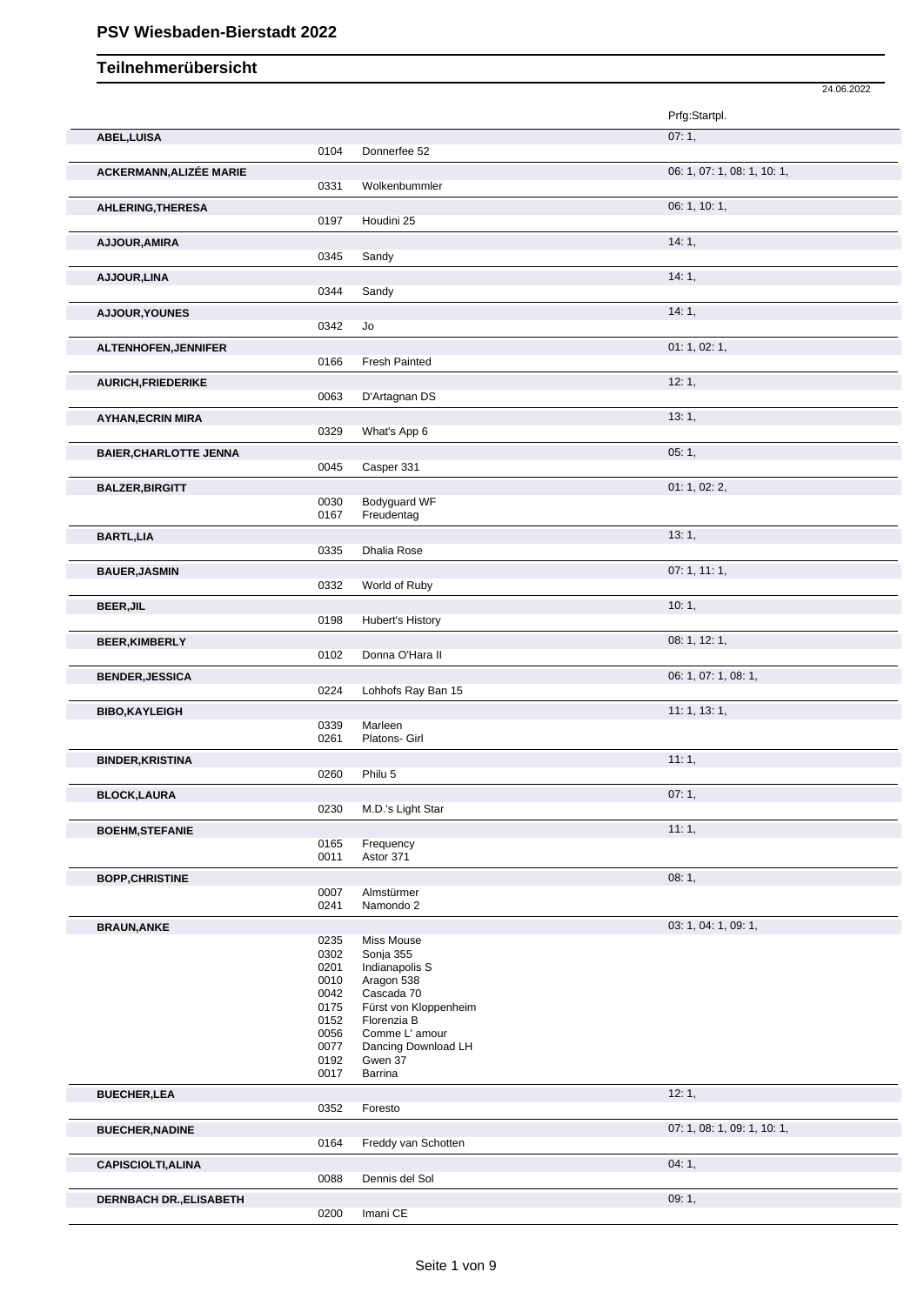# PSV Wiesbaden-Bierstadt 2022

## Teilnehmerübersicht

24.06.2022

| | | | Prfg:Startpl. |
|---|---|---|---|
| **ABEL,LUISA** | | | 07: 1, |
| | 0104 | Donnerfee 52 | |
| **ACKERMANN,ALIZÉE MARIE** | | | 06: 1, 07: 1, 08: 1, 10: 1, |
| | 0331 | Wolkenbummler | |
| **AHLERING,THERESA** | | | 06: 1, 10: 1, |
| | 0197 | Houdini 25 | |
| **AJJOUR,AMIRA** | | | 14: 1, |
| | 0345 | Sandy | |
| **AJJOUR,LINA** | | | 14: 1, |
| | 0344 | Sandy | |
| **AJJOUR,YOUNES** | | | 14: 1, |
| | 0342 | Jo | |
| **ALTENHOFEN,JENNIFER** | | | 01: 1, 02: 1, |
| | 0166 | Fresh Painted | |
| **AURICH,FRIEDERIKE** | | | 12: 1, |
| | 0063 | D'Artagnan DS | |
| **AYHAN,ECRIN MIRA** | | | 13: 1, |
| | 0329 | What's App 6 | |
| **BAIER,CHARLOTTE JENNA** | | | 05: 1, |
| | 0045 | Casper 331 | |
| **BALZER,BIRGITT** | | | 01: 1, 02: 2, |
| | 0030 | Bodyguard WF | |
| | 0167 | Freudentag | |
| **BARTL,LIA** | | | 13: 1, |
| | 0335 | Dhalia Rose | |
| **BAUER,JASMIN** | | | 07: 1, 11: 1, |
| | 0332 | World of Ruby | |
| **BEER,JIL** | | | 10: 1, |
| | 0198 | Hubert's History | |
| **BEER,KIMBERLY** | | | 08: 1, 12: 1, |
| | 0102 | Donna O'Hara II | |
| **BENDER,JESSICA** | | | 06: 1, 07: 1, 08: 1, |
| | 0224 | Lohhofs Ray Ban 15 | |
| **BIBO,KAYLEIGH** | | | 11: 1, 13: 1, |
| | 0339 | Marleen | |
| | 0261 | Platons- Girl | |
| **BINDER,KRISTINA** | | | 11: 1, |
| | 0260 | Philu 5 | |
| **BLOCK,LAURA** | | | 07: 1, |
| | 0230 | M.D.'s Light Star | |
| **BOEHM,STEFANIE** | | | 11: 1, |
| | 0165 | Frequency | |
| | 0011 | Astor 371 | |
| **BOPP,CHRISTINE** | | | 08: 1, |
| | 0007 | Almstürmer | |
| | 0241 | Namondo 2 | |
| **BRAUN,ANKE** | | | 03: 1, 04: 1, 09: 1, |
| | 0235 | Miss Mouse | |
| | 0302 | Sonja 355 | |
| | 0201 | Indianapolis S | |
| | 0010 | Aragon 538 | |
| | 0042 | Cascada 70 | |
| | 0175 | Fürst von Kloppenheim | |
| | 0152 | Florenzia B | |
| | 0056 | Comme L' amour | |
| | 0077 | Dancing Download LH | |
| | 0192 | Gwen 37 | |
| | 0017 | Barrina | |
| **BUECHER,LEA** | | | 12: 1, |
| | 0352 | Foresto | |
| **BUECHER,NADINE** | | | 07: 1, 08: 1, 09: 1, 10: 1, |
| | 0164 | Freddy van Schotten | |
| **CAPISCIOLTI,ALINA** | | | 04: 1, |
| | 0088 | Dennis del Sol | |
| **DERNBACH DR.,ELISABETH** | | | 09: 1, |
| | 0200 | Imani CE | |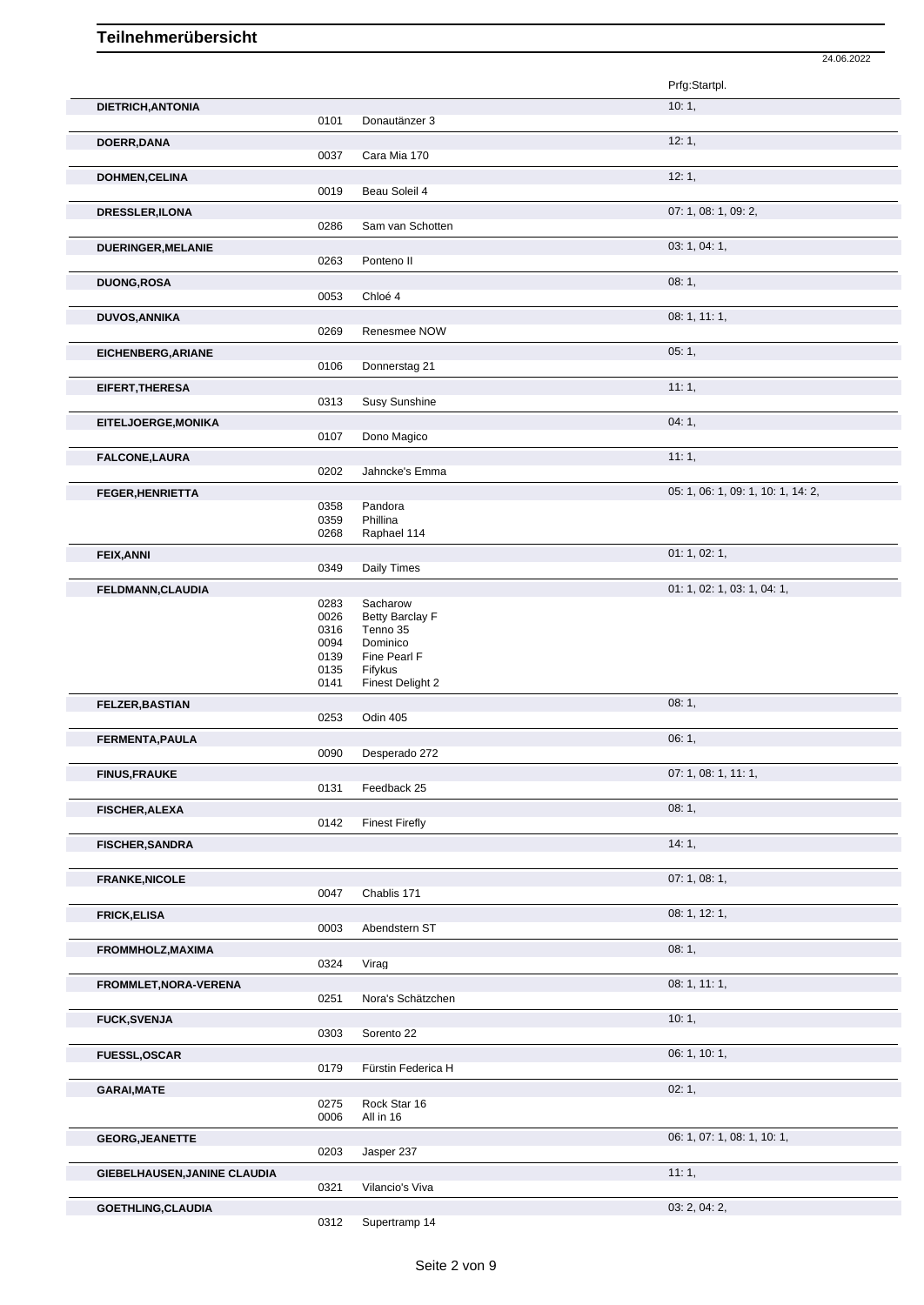# Teilnehmerübersicht

24.06.2022

| Name | Nr. | Pferd | Prfg:Startpl. |
|---|---|---|---|
| **DIETRICH,ANTONIA** | | | 10: 1, |
| | 0101 | Donautänzer 3 | |
| **DOERR,DANA** | | | 12: 1, |
| | 0037 | Cara Mia 170 | |
| **DOHMEN,CELINA** | | | 12: 1, |
| | 0019 | Beau Soleil 4 | |
| **DRESSLER,ILONA** | | | 07: 1, 08: 1, 09: 2, |
| | 0286 | Sam van Schotten | |
| **DUERINGER,MELANIE** | | | 03: 1, 04: 1, |
| | 0263 | Ponteno II | |
| **DUONG,ROSA** | | | 08: 1, |
| | 0053 | Chloé 4 | |
| **DUVOS,ANNIKA** | | | 08: 1, 11: 1, |
| | 0269 | Renesmee NOW | |
| **EICHENBERG,ARIANE** | | | 05: 1, |
| | 0106 | Donnerstag 21 | |
| **EIFERT,THERESA** | | | 11: 1, |
| | 0313 | Susy Sunshine | |
| **EITELJOERGE,MONIKA** | | | 04: 1, |
| | 0107 | Dono Magico | |
| **FALCONE,LAURA** | | | 11: 1, |
| | 0202 | Jahncke's Emma | |
| **FEGER,HENRIETTA** | | | 05: 1, 06: 1, 09: 1, 10: 1, 14: 2, |
| | 0358 | Pandora | |
| | 0359 | Phillina | |
| | 0268 | Raphael 114 | |
| **FEIX,ANNI** | | | 01: 1, 02: 1, |
| | 0349 | Daily Times | |
| **FELDMANN,CLAUDIA** | | | 01: 1, 02: 1, 03: 1, 04: 1, |
| | 0283 | Sacharow | |
| | 0026 | Betty Barclay F | |
| | 0316 | Tenno 35 | |
| | 0094 | Dominico | |
| | 0139 | Fine Pearl F | |
| | 0135 | Fifykus | |
| | 0141 | Finest Delight 2 | |
| **FELZER,BASTIAN** | | | 08: 1, |
| | 0253 | Odin 405 | |
| **FERMENTA,PAULA** | | | 06: 1, |
| | 0090 | Desperado 272 | |
| **FINUS,FRAUKE** | | | 07: 1, 08: 1, 11: 1, |
| | 0131 | Feedback 25 | |
| **FISCHER,ALEXA** | | | 08: 1, |
| | 0142 | Finest Firefly | |
| **FISCHER,SANDRA** | | | 14: 1, |
| **FRANKE,NICOLE** | | | 07: 1, 08: 1, |
| | 0047 | Chablis 171 | |
| **FRICK,ELISA** | | | 08: 1, 12: 1, |
| | 0003 | Abendstern ST | |
| **FROMMHOLZ,MAXIMA** | | | 08: 1, |
| | 0324 | Virag | |
| **FROMMLET,NORA-VERENA** | | | 08: 1, 11: 1, |
| | 0251 | Nora's Schätzchen | |
| **FUCK,SVENJA** | | | 10: 1, |
| | 0303 | Sorento 22 | |
| **FUESSL,OSCAR** | | | 06: 1, 10: 1, |
| | 0179 | Fürstin Federica H | |
| **GARAI,MATE** | | | 02: 1, |
| | 0275 | Rock Star 16 | |
| | 0006 | All in 16 | |
| **GEORG,JEANETTE** | | | 06: 1, 07: 1, 08: 1, 10: 1, |
| | 0203 | Jasper 237 | |
| **GIEBELHAUSEN,JANINE CLAUDIA** | | | 11: 1, |
| | 0321 | Vilancio's Viva | |
| **GOETHLING,CLAUDIA** | | | 03: 2, 04: 2, |
| | 0312 | Supertramp 14 | |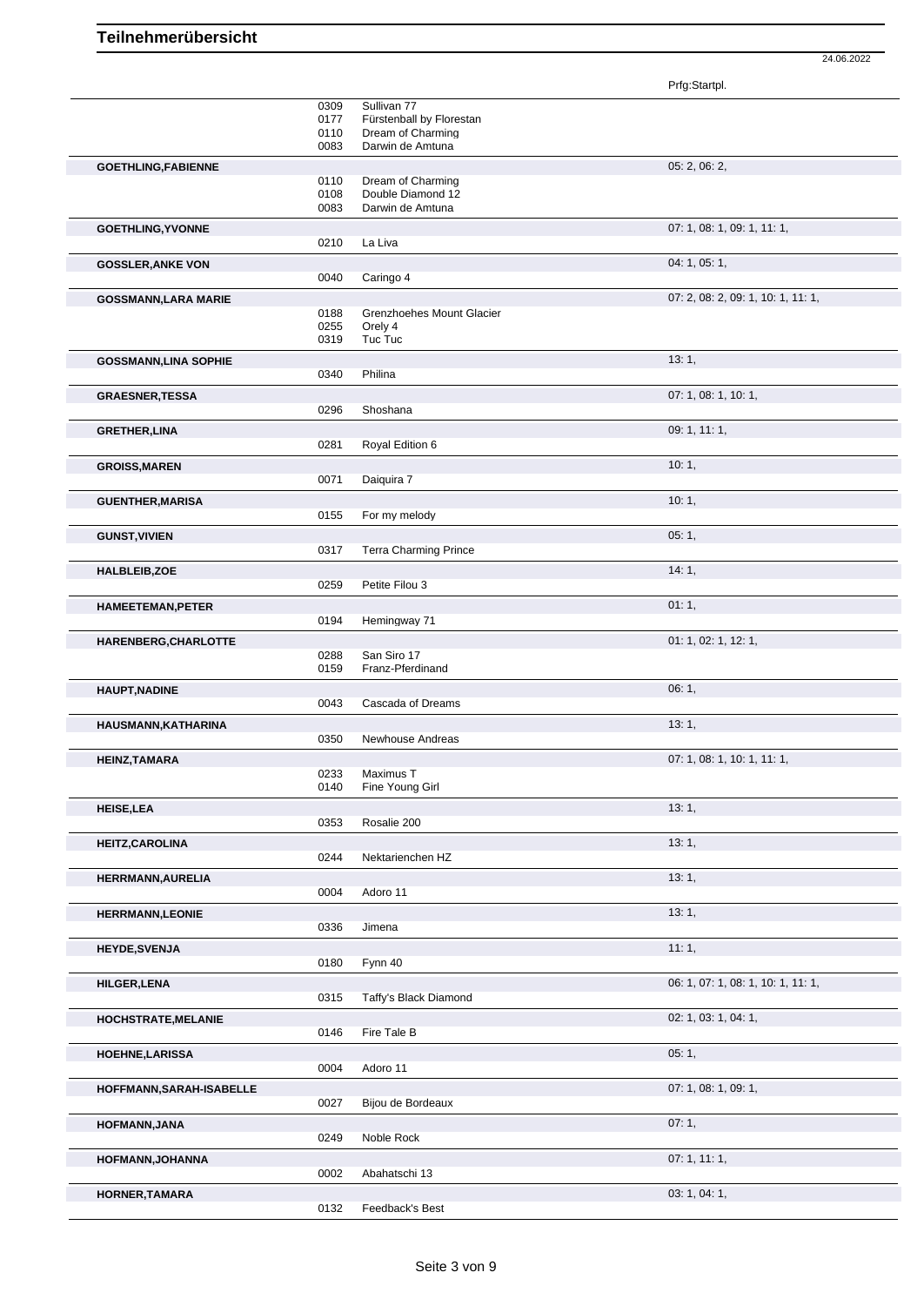# Teilnehmerübersicht

24.06.2022

| | | | Prfg:Startpl. |
|---|---|---|---|
| | 0309 | Sullivan 77 | |
| | 0177 | Fürstenball by Florestan | |
| | 0110 | Dream of Charming | |
| | 0083 | Darwin de Amtuna | |
| **GOETHLING,FABIENNE** | | | 05: 2, 06: 2, |
| | 0110 | Dream of Charming | |
| | 0108 | Double Diamond 12 | |
| | 0083 | Darwin de Amtuna | |
| **GOETHLING,YVONNE** | | | 07: 1, 08: 1, 09: 1, 11: 1, |
| | 0210 | La Liva | |
| **GOSSLER,ANKE VON** | | | 04: 1, 05: 1, |
| | 0040 | Caringo 4 | |
| **GOSSMANN,LARA MARIE** | | | 07: 2, 08: 2, 09: 1, 10: 1, 11: 1, |
| | 0188 | Grenzhoehes Mount Glacier | |
| | 0255 | Orely 4 | |
| | 0319 | Tuc Tuc | |
| **GOSSMANN,LINA SOPHIE** | | | 13: 1, |
| | 0340 | Philina | |
| **GRAESNER,TESSA** | | | 07: 1, 08: 1, 10: 1, |
| | 0296 | Shoshana | |
| **GRETHER,LINA** | | | 09: 1, 11: 1, |
| | 0281 | Royal Edition 6 | |
| **GROISS,MAREN** | | | 10: 1, |
| | 0071 | Daiquira 7 | |
| **GUENTHER,MARISA** | | | 10: 1, |
| | 0155 | For my melody | |
| **GUNST,VIVIEN** | | | 05: 1, |
| | 0317 | Terra Charming Prince | |
| **HALBLEIB,ZOE** | | | 14: 1, |
| | 0259 | Petite Filou 3 | |
| **HAMEETEMAN,PETER** | | | 01: 1, |
| | 0194 | Hemingway 71 | |
| **HARENBERG,CHARLOTTE** | | | 01: 1, 02: 1, 12: 1, |
| | 0288 | San Siro 17 | |
| | 0159 | Franz-Pferdinand | |
| **HAUPT,NADINE** | | | 06: 1, |
| | 0043 | Cascada of Dreams | |
| **HAUSMANN,KATHARINA** | | | 13: 1, |
| | 0350 | Newhouse Andreas | |
| **HEINZ,TAMARA** | | | 07: 1, 08: 1, 10: 1, 11: 1, |
| | 0233 | Maximus T | |
| | 0140 | Fine Young Girl | |
| **HEISE,LEA** | | | 13: 1, |
| | 0353 | Rosalie 200 | |
| **HEITZ,CAROLINA** | | | 13: 1, |
| | 0244 | Nektarienchen HZ | |
| **HERRMANN,AURELIA** | | | 13: 1, |
| | 0004 | Adoro 11 | |
| **HERRMANN,LEONIE** | | | 13: 1, |
| | 0336 | Jimena | |
| **HEYDE,SVENJA** | | | 11: 1, |
| | 0180 | Fynn 40 | |
| **HILGER,LENA** | | | 06: 1, 07: 1, 08: 1, 10: 1, 11: 1, |
| | 0315 | Taffy's Black Diamond | |
| **HOCHSTRATE,MELANIE** | | | 02: 1, 03: 1, 04: 1, |
| | 0146 | Fire Tale B | |
| **HOEHNE,LARISSA** | | | 05: 1, |
| | 0004 | Adoro 11 | |
| **HOFFMANN,SARAH-ISABELLE** | | | 07: 1, 08: 1, 09: 1, |
| | 0027 | Bijou de Bordeaux | |
| **HOFMANN,JANA** | | | 07: 1, |
| | 0249 | Noble Rock | |
| **HOFMANN,JOHANNA** | | | 07: 1, 11: 1, |
| | 0002 | Abahatschi 13 | |
| **HORNER,TAMARA** | | | 03: 1, 04: 1, |
| | 0132 | Feedback's Best | |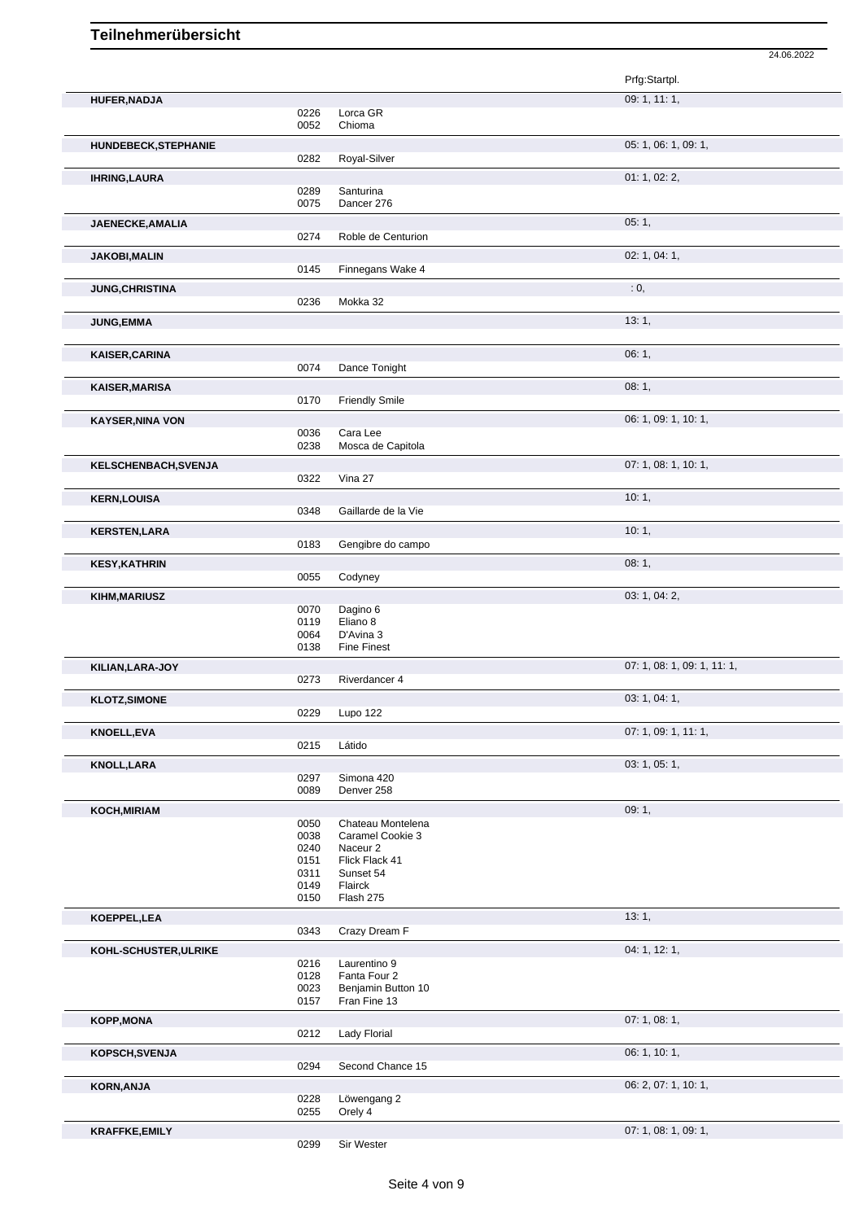# Teilnehmerübersicht

24.06.2022

| | | | Prfg:Startpl. |
|---|---|---|---|
| **HUFER,NADJA** | | | 09: 1, 11: 1, |
| | 0226 | Lorca GR | |
| | 0052 | Chioma | |
| **HUNDEBECK,STEPHANIE** | | | 05: 1, 06: 1, 09: 1, |
| | 0282 | Royal-Silver | |
| **IHRING,LAURA** | | | 01: 1, 02: 2, |
| | 0289 | Santurina | |
| | 0075 | Dancer 276 | |
| **JAENECKE,AMALIA** | | | 05: 1, |
| | 0274 | Roble de Centurion | |
| **JAKOBI,MALIN** | | | 02: 1, 04: 1, |
| | 0145 | Finnegans Wake 4 | |
| **JUNG,CHRISTINA** | | | : 0, |
| | 0236 | Mokka 32 | |
| **JUNG,EMMA** | | | 13: 1, |
| **KAISER,CARINA** | | | 06: 1, |
| | 0074 | Dance Tonight | |
| **KAISER,MARISA** | | | 08: 1, |
| | 0170 | Friendly Smile | |
| **KAYSER,NINA VON** | | | 06: 1, 09: 1, 10: 1, |
| | 0036 | Cara Lee | |
| | 0238 | Mosca de Capitola | |
| **KELSCHENBACH,SVENJA** | | | 07: 1, 08: 1, 10: 1, |
| | 0322 | Vina 27 | |
| **KERN,LOUISA** | | | 10: 1, |
| | 0348 | Gaillarde de la Vie | |
| **KERSTEN,LARA** | | | 10: 1, |
| | 0183 | Gengibre do campo | |
| **KESY,KATHRIN** | | | 08: 1, |
| | 0055 | Codyney | |
| **KIHM,MARIUSZ** | | | 03: 1, 04: 2, |
| | 0070 | Dagino 6 | |
| | 0119 | Eliano 8 | |
| | 0064 | D'Avina 3 | |
| | 0138 | Fine Finest | |
| **KILIAN,LARA-JOY** | | | 07: 1, 08: 1, 09: 1, 11: 1, |
| | 0273 | Riverdancer 4 | |
| **KLOTZ,SIMONE** | | | 03: 1, 04: 1, |
| | 0229 | Lupo 122 | |
| **KNOELL,EVA** | | | 07: 1, 09: 1, 11: 1, |
| | 0215 | Látido | |
| **KNOLL,LARA** | | | 03: 1, 05: 1, |
| | 0297 | Simona 420 | |
| | 0089 | Denver 258 | |
| **KOCH,MIRIAM** | | | 09: 1, |
| | 0050 | Chateau Montelena | |
| | 0038 | Caramel Cookie 3 | |
| | 0240 | Naceur 2 | |
| | 0151 | Flick Flack 41 | |
| | 0311 | Sunset 54 | |
| | 0149 | Flairck | |
| | 0150 | Flash 275 | |
| **KOEPPEL,LEA** | | | 13: 1, |
| | 0343 | Crazy Dream F | |
| **KOHL-SCHUSTER,ULRIKE** | | | 04: 1, 12: 1, |
| | 0216 | Laurentino 9 | |
| | 0128 | Fanta Four 2 | |
| | 0023 | Benjamin Button 10 | |
| | 0157 | Fran Fine 13 | |
| **KOPP,MONA** | | | 07: 1, 08: 1, |
| | 0212 | Lady Florial | |
| **KOPSCH,SVENJA** | | | 06: 1, 10: 1, |
| | 0294 | Second Chance 15 | |
| **KORN,ANJA** | | | 06: 2, 07: 1, 10: 1, |
| | 0228 | Löwengang 2 | |
| | 0255 | Orely 4 | |
| **KRAFFKE,EMILY** | | | 07: 1, 08: 1, 09: 1, |
| | 0299 | Sir Wester | |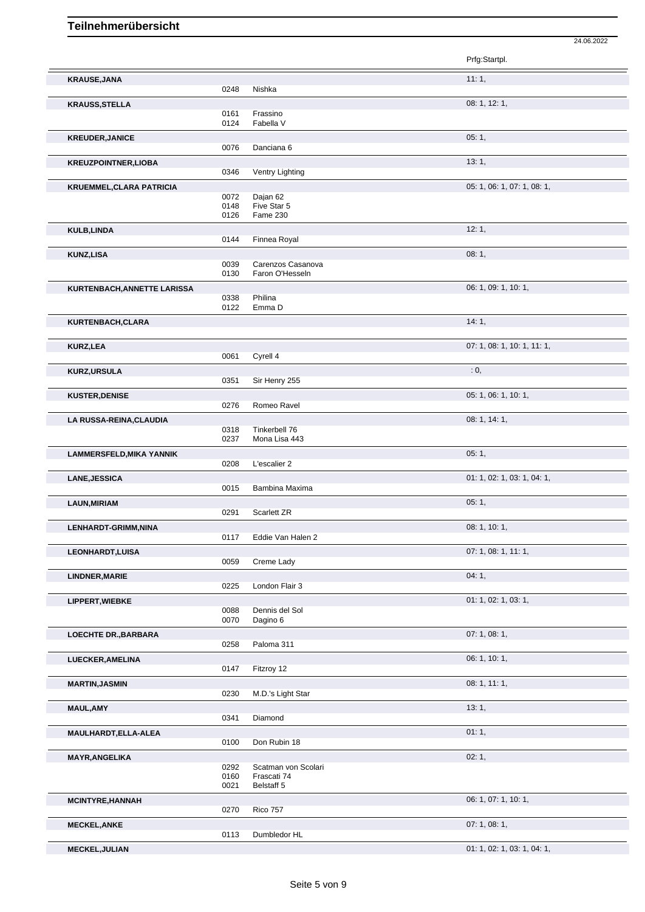# Teilnehmerübersicht

24.06.2022

| Name | Nr. | Pferd | Prfg:Startpl. |
|---|---|---|---|
| **KRAUSE,JANA** | | | 11: 1, |
| | 0248 | Nishka | |
| **KRAUSS,STELLA** | | | 08: 1, 12: 1, |
| | 0161 | Frassino | |
| | 0124 | Fabella V | |
| **KREUDER,JANICE** | | | 05: 1, |
| | 0076 | Danciana 6 | |
| **KREUZPOINTNER,LIOBA** | | | 13: 1, |
| | 0346 | Ventry Lighting | |
| **KRUEMMEL,CLARA PATRICIA** | | | 05: 1, 06: 1, 07: 1, 08: 1, |
| | 0072 | Dajan 62 | |
| | 0148 | Five Star 5 | |
| | 0126 | Fame 230 | |
| **KULB,LINDA** | | | 12: 1, |
| | 0144 | Finnea Royal | |
| **KUNZ,LISA** | | | 08: 1, |
| | 0039 | Carenzos Casanova | |
| | 0130 | Faron O'Hesseln | |
| **KURTENBACH,ANNETTE LARISSA** | | | 06: 1, 09: 1, 10: 1, |
| | 0338 | Philina | |
| | 0122 | Emma D | |
| **KURTENBACH,CLARA** | | | 14: 1, |
| **KURZ,LEA** | | | 07: 1, 08: 1, 10: 1, 11: 1, |
| | 0061 | Cyrell 4 | |
| **KURZ,URSULA** | | | : 0, |
| | 0351 | Sir Henry 255 | |
| **KUSTER,DENISE** | | | 05: 1, 06: 1, 10: 1, |
| | 0276 | Romeo Ravel | |
| **LA RUSSA-REINA,CLAUDIA** | | | 08: 1, 14: 1, |
| | 0318 | Tinkerbell 76 | |
| | 0237 | Mona Lisa 443 | |
| **LAMMERSFELD,MIKA YANNIK** | | | 05: 1, |
| | 0208 | L'escalier 2 | |
| **LANE,JESSICA** | | | 01: 1, 02: 1, 03: 1, 04: 1, |
| | 0015 | Bambina Maxima | |
| **LAUN,MIRIAM** | | | 05: 1, |
| | 0291 | Scarlett ZR | |
| **LENHARDT-GRIMM,NINA** | | | 08: 1, 10: 1, |
| | 0117 | Eddie Van Halen 2 | |
| **LEONHARDT,LUISA** | | | 07: 1, 08: 1, 11: 1, |
| | 0059 | Creme Lady | |
| **LINDNER,MARIE** | | | 04: 1, |
| | 0225 | London Flair 3 | |
| **LIPPERT,WIEBKE** | | | 01: 1, 02: 1, 03: 1, |
| | 0088 | Dennis del Sol | |
| | 0070 | Dagino 6 | |
| **LOECHTE DR.,BARBARA** | | | 07: 1, 08: 1, |
| | 0258 | Paloma 311 | |
| **LUECKER,AMELINA** | | | 06: 1, 10: 1, |
| | 0147 | Fitzroy 12 | |
| **MARTIN,JASMIN** | | | 08: 1, 11: 1, |
| | 0230 | M.D.'s Light Star | |
| **MAUL,AMY** | | | 13: 1, |
| | 0341 | Diamond | |
| **MAULHARDT,ELLA-ALEA** | | | 01: 1, |
| | 0100 | Don Rubin 18 | |
| **MAYR,ANGELIKA** | | | 02: 1, |
| | 0292 | Scatman von Scolari | |
| | 0160 | Frascati 74 | |
| | 0021 | Belstaff 5 | |
| **MCINTYRE,HANNAH** | | | 06: 1, 07: 1, 10: 1, |
| | 0270 | Rico 757 | |
| **MECKEL,ANKE** | | | 07: 1, 08: 1, |
| | 0113 | Dumbledor HL | |
| **MECKEL,JULIAN** | | | 01: 1, 02: 1, 03: 1, 04: 1, |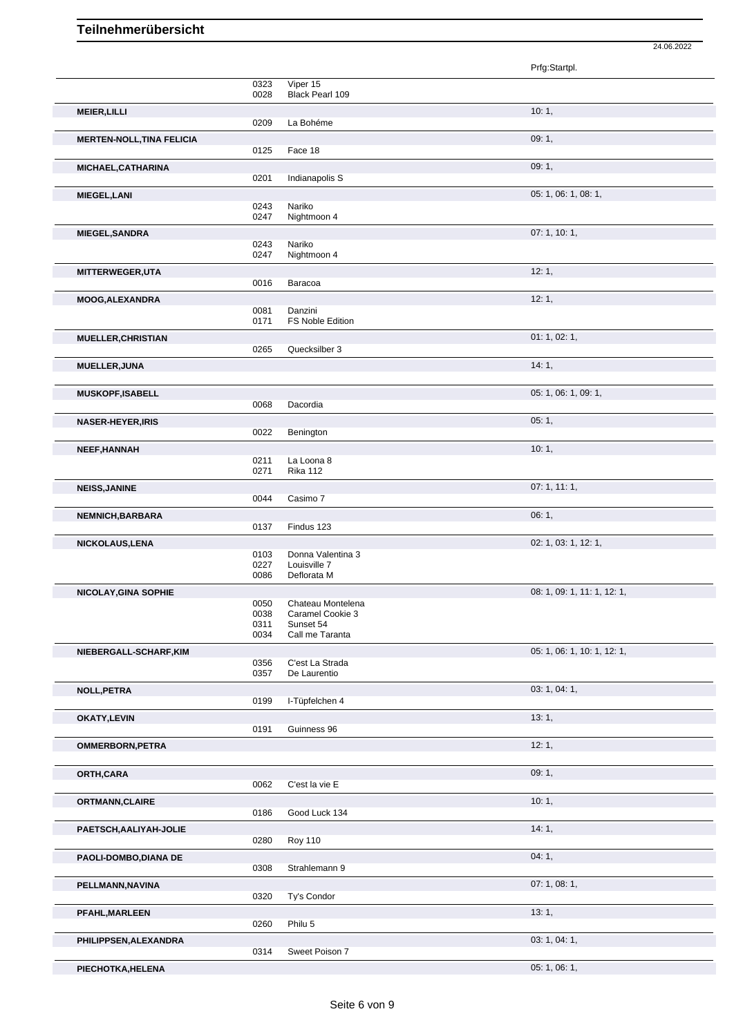# Teilnehmerübersicht

24.06.2022

| | | | Prfg:Startpl. |
|---|---|---|---|
| | 0323 | Viper 15 | |
| | 0028 | Black Pearl 109 | |
| **MEIER,LILLI** | | | 10: 1, |
| | 0209 | La Bohéme | |
| **MERTEN-NOLL,TINA FELICIA** | | | 09: 1, |
| | 0125 | Face 18 | |
| **MICHAEL,CATHARINA** | | | 09: 1, |
| | 0201 | Indianapolis S | |
| **MIEGEL,LANI** | | | 05: 1, 06: 1, 08: 1, |
| | 0243 | Nariko | |
| | 0247 | Nightmoon 4 | |
| **MIEGEL,SANDRA** | | | 07: 1, 10: 1, |
| | 0243 | Nariko | |
| | 0247 | Nightmoon 4 | |
| **MITTERWEGER,UTA** | | | 12: 1, |
| | 0016 | Baracoa | |
| **MOOG,ALEXANDRA** | | | 12: 1, |
| | 0081 | Danzini | |
| | 0171 | FS Noble Edition | |
| **MUELLER,CHRISTIAN** | | | 01: 1, 02: 1, |
| | 0265 | Quecksilber 3 | |
| **MUELLER,JUNA** | | | 14: 1, |
| **MUSKOPF,ISABELL** | | | 05: 1, 06: 1, 09: 1, |
| | 0068 | Dacordia | |
| **NASER-HEYER,IRIS** | | | 05: 1, |
| | 0022 | Benington | |
| **NEEF,HANNAH** | | | 10: 1, |
| | 0211 | La Loona 8 | |
| | 0271 | Rika 112 | |
| **NEISS,JANINE** | | | 07: 1, 11: 1, |
| | 0044 | Casimo 7 | |
| **NEMNICH,BARBARA** | | | 06: 1, |
| | 0137 | Findus 123 | |
| **NICKOLAUS,LENA** | | | 02: 1, 03: 1, 12: 1, |
| | 0103 | Donna Valentina 3 | |
| | 0227 | Louisville 7 | |
| | 0086 | Deflorata M | |
| **NICOLAY,GINA SOPHIE** | | | 08: 1, 09: 1, 11: 1, 12: 1, |
| | 0050 | Chateau Montelena | |
| | 0038 | Caramel Cookie 3 | |
| | 0311 | Sunset 54 | |
| | 0034 | Call me Taranta | |
| **NIEBERGALL-SCHARF,KIM** | | | 05: 1, 06: 1, 10: 1, 12: 1, |
| | 0356 | C'est La Strada | |
| | 0357 | De Laurentio | |
| **NOLL,PETRA** | | | 03: 1, 04: 1, |
| | 0199 | I-Tüpfelchen 4 | |
| **OKATY,LEVIN** | | | 13: 1, |
| | 0191 | Guinness 96 | |
| **OMMERBORN,PETRA** | | | 12: 1, |
| **ORTH,CARA** | | | 09: 1, |
| | 0062 | C'est la vie E | |
| **ORTMANN,CLAIRE** | | | 10: 1, |
| | 0186 | Good Luck 134 | |
| **PAETSCH,AALIYAH-JOLIE** | | | 14: 1, |
| | 0280 | Roy 110 | |
| **PAOLI-DOMBO,DIANA DE** | | | 04: 1, |
| | 0308 | Strahlemann 9 | |
| **PELLMANN,NAVINA** | | | 07: 1, 08: 1, |
| | 0320 | Ty's Condor | |
| **PFAHL,MARLEEN** | | | 13: 1, |
| | 0260 | Philu 5 | |
| **PHILIPPSEN,ALEXANDRA** | | | 03: 1, 04: 1, |
| | 0314 | Sweet Poison 7 | |
| **PIECHOTKA,HELENA** | | | 05: 1, 06: 1, |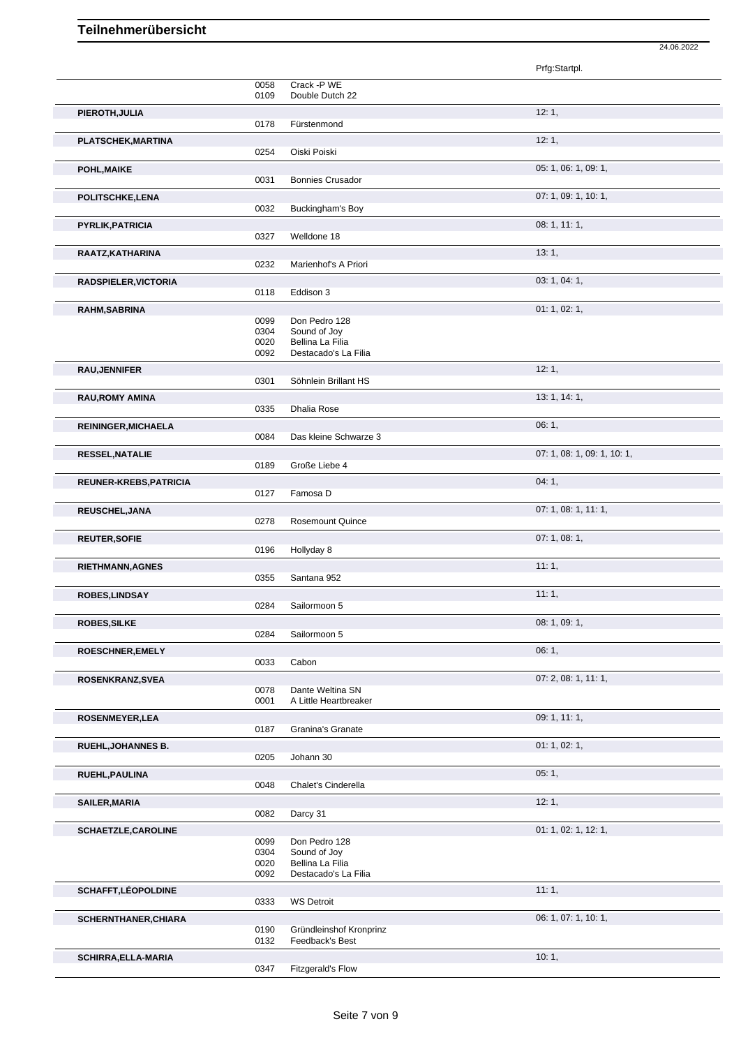# Teilnehmerübersicht

24.06.2022

| | | | Prfg:Startpl. |
|---|---|---|---|
| | 0058 | Crack -P WE | |
| | 0109 | Double Dutch 22 | |
| **PIEROTH,JULIA** | | | 12: 1, |
| | 0178 | Fürstenmond | |
| **PLATSCHEK,MARTINA** | | | 12: 1, |
| | 0254 | Oiski Poiski | |
| **POHL,MAIKE** | | | 05: 1, 06: 1, 09: 1, |
| | 0031 | Bonnies Crusador | |
| **POLITSCHKE,LENA** | | | 07: 1, 09: 1, 10: 1, |
| | 0032 | Buckingham's Boy | |
| **PYRLIK,PATRICIA** | | | 08: 1, 11: 1, |
| | 0327 | Welldone 18 | |
| **RAATZ,KATHARINA** | | | 13: 1, |
| | 0232 | Marienhof's A Priori | |
| **RADSPIELER,VICTORIA** | | | 03: 1, 04: 1, |
| | 0118 | Eddison 3 | |
| **RAHM,SABRINA** | | | 01: 1, 02: 1, |
| | 0099 | Don Pedro 128 | |
| | 0304 | Sound of Joy | |
| | 0020 | Bellina La Filia | |
| | 0092 | Destacado's La Filia | |
| **RAU,JENNIFER** | | | 12: 1, |
| | 0301 | Söhnlein Brillant HS | |
| **RAU,ROMY AMINA** | | | 13: 1, 14: 1, |
| | 0335 | Dhalia Rose | |
| **REININGER,MICHAELA** | | | 06: 1, |
| | 0084 | Das kleine Schwarze 3 | |
| **RESSEL,NATALIE** | | | 07: 1, 08: 1, 09: 1, 10: 1, |
| | 0189 | Große Liebe 4 | |
| **REUNER-KREBS,PATRICIA** | | | 04: 1, |
| | 0127 | Famosa D | |
| **REUSCHEL,JANA** | | | 07: 1, 08: 1, 11: 1, |
| | 0278 | Rosemount Quince | |
| **REUTER,SOFIE** | | | 07: 1, 08: 1, |
| | 0196 | Hollyday 8 | |
| **RIETHMANN,AGNES** | | | 11: 1, |
| | 0355 | Santana 952 | |
| **ROBES,LINDSAY** | | | 11: 1, |
| | 0284 | Sailormoon 5 | |
| **ROBES,SILKE** | | | 08: 1, 09: 1, |
| | 0284 | Sailormoon 5 | |
| **ROESCHNER,EMELY** | | | 06: 1, |
| | 0033 | Cabon | |
| **ROSENKRANZ,SVEA** | | | 07: 2, 08: 1, 11: 1, |
| | 0078 | Dante Weltina SN | |
| | 0001 | A Little Heartbreaker | |
| **ROSENMEYER,LEA** | | | 09: 1, 11: 1, |
| | 0187 | Granina's Granate | |
| **RUEHL,JOHANNES B.** | | | 01: 1, 02: 1, |
| | 0205 | Johann 30 | |
| **RUEHL,PAULINA** | | | 05: 1, |
| | 0048 | Chalet's Cinderella | |
| **SAILER,MARIA** | | | 12: 1, |
| | 0082 | Darcy 31 | |
| **SCHAETZLE,CAROLINE** | | | 01: 1, 02: 1, 12: 1, |
| | 0099 | Don Pedro 128 | |
| | 0304 | Sound of Joy | |
| | 0020 | Bellina La Filia | |
| | 0092 | Destacado's La Filia | |
| **SCHAFFT,LÉOPOLDINE** | | | 11: 1, |
| | 0333 | WS Detroit | |
| **SCHERNTHANER,CHIARA** | | | 06: 1, 07: 1, 10: 1, |
| | 0190 | Gründleinshof Kronprinz | |
| | 0132 | Feedback's Best | |
| **SCHIRRA,ELLA-MARIA** | | | 10: 1, |
| | 0347 | Fitzgerald's Flow | |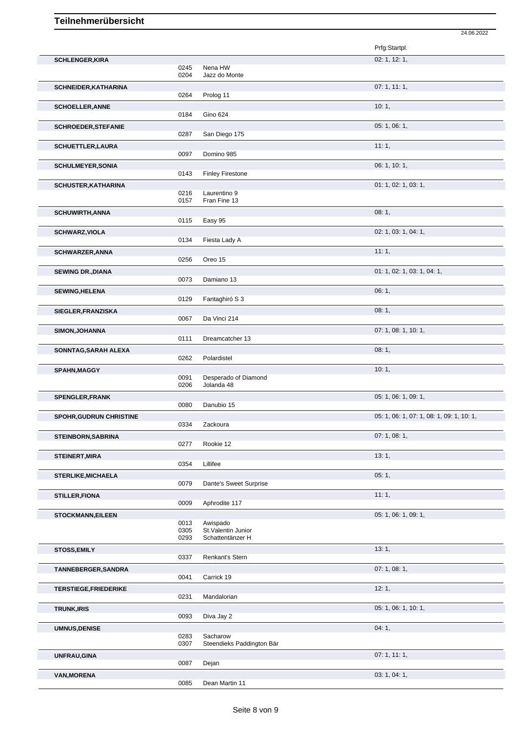# Teilnehmerübersicht

24.06.2022

| | | | Prfg:Startpl. |
|---|---|---|---|
| **SCHLENGER,KIRA** | | | 02: 1, 12: 1, |
| | 0245 | Nena HW | |
| | 0204 | Jazz do Monte | |
| **SCHNEIDER,KATHARINA** | | | 07: 1, 11: 1, |
| | 0264 | Prolog 11 | |
| **SCHOELLER,ANNE** | | | 10: 1, |
| | 0184 | Gino 624 | |
| **SCHROEDER,STEFANIE** | | | 05: 1, 06: 1, |
| | 0287 | San Diego 175 | |
| **SCHUETTLER,LAURA** | | | 11: 1, |
| | 0097 | Domino 985 | |
| **SCHULMEYER,SONIA** | | | 06: 1, 10: 1, |
| | 0143 | Finley Firestone | |
| **SCHUSTER,KATHARINA** | | | 01: 1, 02: 1, 03: 1, |
| | 0216 | Laurentino 9 | |
| | 0157 | Fran Fine 13 | |
| **SCHUWIRTH,ANNA** | | | 08: 1, |
| | 0115 | Easy 95 | |
| **SCHWARZ,VIOLA** | | | 02: 1, 03: 1, 04: 1, |
| | 0134 | Fiesta Lady A | |
| **SCHWARZER,ANNA** | | | 11: 1, |
| | 0256 | Oreo 15 | |
| **SEWING DR.,DIANA** | | | 01: 1, 02: 1, 03: 1, 04: 1, |
| | 0073 | Damiano 13 | |
| **SEWING,HELENA** | | | 06: 1, |
| | 0129 | Fantaghiró S 3 | |
| **SIEGLER,FRANZISKA** | | | 08: 1, |
| | 0067 | Da Vinci 214 | |
| **SIMON,JOHANNA** | | | 07: 1, 08: 1, 10: 1, |
| | 0111 | Dreamcatcher 13 | |
| **SONNTAG,SARAH ALEXA** | | | 08: 1, |
| | 0262 | Polardistel | |
| **SPAHN,MAGGY** | | | 10: 1, |
| | 0091 | Desperado of Diamond | |
| | 0206 | Jolanda 48 | |
| **SPENGLER,FRANK** | | | 05: 1, 06: 1, 09: 1, |
| | 0080 | Danubio 15 | |
| **SPOHR,GUDRUN CHRISTINE** | | | 05: 1, 06: 1, 07: 1, 08: 1, 09: 1, 10: 1, |
| | 0334 | Zackoura | |
| **STEINBORN,SABRINA** | | | 07: 1, 08: 1, |
| | 0277 | Rookie 12 | |
| **STEINERT,MIRA** | | | 13: 1, |
| | 0354 | Lillifee | |
| **STERLIKE,MICHAELA** | | | 05: 1, |
| | 0079 | Dante's Sweet Surprise | |
| **STILLER,FIONA** | | | 11: 1, |
| | 0009 | Aphrodite 117 | |
| **STOCKMANN,EILEEN** | | | 05: 1, 06: 1, 09: 1, |
| | 0013 | Awispado | |
| | 0305 | St.Valentin Junior | |
| | 0293 | Schattentänzer H | |
| **STOSS,EMILY** | | | 13: 1, |
| | 0337 | Renkant's Stern | |
| **TANNEBERGER,SANDRA** | | | 07: 1, 08: 1, |
| | 0041 | Carrick 19 | |
| **TERSTIEGE,FRIEDERIKE** | | | 12: 1, |
| | 0231 | Mandalorian | |
| **TRUNK,IRIS** | | | 05: 1, 06: 1, 10: 1, |
| | 0093 | Diva Jay 2 | |
| **UMNUS,DENISE** | | | 04: 1, |
| | 0283 | Sacharow | |
| | 0307 | Steendieks Paddington Bär | |
| **UNFRAU,GINA** | | | 07: 1, 11: 1, |
| | 0087 | Dejan | |
| **VAN,MORENA** | | | 03: 1, 04: 1, |
| | 0085 | Dean Martin 11 | |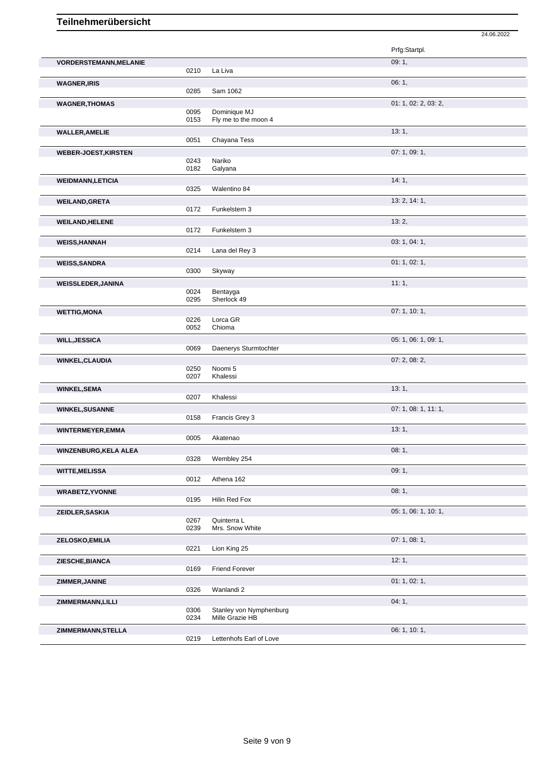# Teilnehmerübersicht

24.06.2022

| | | | Prfg:Startpl. |
|---|---|---|---|
| **VORDERSTEMANN,MELANIE** | | | 09: 1, |
| | 0210 | La Liva | |
| **WAGNER,IRIS** | | | 06: 1, |
| | 0285 | Sam 1062 | |
| **WAGNER,THOMAS** | | | 01: 1, 02: 2, 03: 2, |
| | 0095 | Dominique MJ | |
| | 0153 | Fly me to the moon 4 | |
| **WALLER,AMELIE** | | | 13: 1, |
| | 0051 | Chayana Tess | |
| **WEBER-JOEST,KIRSTEN** | | | 07: 1, 09: 1, |
| | 0243 | Nariko | |
| | 0182 | Galyana | |
| **WEIDMANN,LETICIA** | | | 14: 1, |
| | 0325 | Walentino 84 | |
| **WEILAND,GRETA** | | | 13: 2, 14: 1, |
| | 0172 | Funkelstern 3 | |
| **WEILAND,HELENE** | | | 13: 2, |
| | 0172 | Funkelstern 3 | |
| **WEISS,HANNAH** | | | 03: 1, 04: 1, |
| | 0214 | Lana del Rey 3 | |
| **WEISS,SANDRA** | | | 01: 1, 02: 1, |
| | 0300 | Skyway | |
| **WEISSLEDER,JANINA** | | | 11: 1, |
| | 0024 | Bentayga | |
| | 0295 | Sherlock 49 | |
| **WETTIG,MONA** | | | 07: 1, 10: 1, |
| | 0226 | Lorca GR | |
| | 0052 | Chioma | |
| **WILL,JESSICA** | | | 05: 1, 06: 1, 09: 1, |
| | 0069 | Daenerys Sturmtochter | |
| **WINKEL,CLAUDIA** | | | 07: 2, 08: 2, |
| | 0250 | Noomi 5 | |
| | 0207 | Khalessi | |
| **WINKEL,SEMA** | | | 13: 1, |
| | 0207 | Khalessi | |
| **WINKEL,SUSANNE** | | | 07: 1, 08: 1, 11: 1, |
| | 0158 | Francis Grey 3 | |
| **WINTERMEYER,EMMA** | | | 13: 1, |
| | 0005 | Akatenao | |
| **WINZENBURG,KELA ALEA** | | | 08: 1, |
| | 0328 | Wembley 254 | |
| **WITTE,MELISSA** | | | 09: 1, |
| | 0012 | Athena 162 | |
| **WRABETZ,YVONNE** | | | 08: 1, |
| | 0195 | Hilin Red Fox | |
| **ZEIDLER,SASKIA** | | | 05: 1, 06: 1, 10: 1, |
| | 0267 | Quinterra L | |
| | 0239 | Mrs. Snow White | |
| **ZELOSKO,EMILIA** | | | 07: 1, 08: 1, |
| | 0221 | Lion King 25 | |
| **ZIESCHE,BIANCA** | | | 12: 1, |
| | 0169 | Friend Forever | |
| **ZIMMER,JANINE** | | | 01: 1, 02: 1, |
| | 0326 | Wanlandi 2 | |
| **ZIMMERMANN,LILLI** | | | 04: 1, |
| | 0306 | Stanley von Nymphenburg | |
| | 0234 | Mille Grazie HB | |
| **ZIMMERMANN,STELLA** | | | 06: 1, 10: 1, |
| | 0219 | Lettenhofs Earl of Love | |